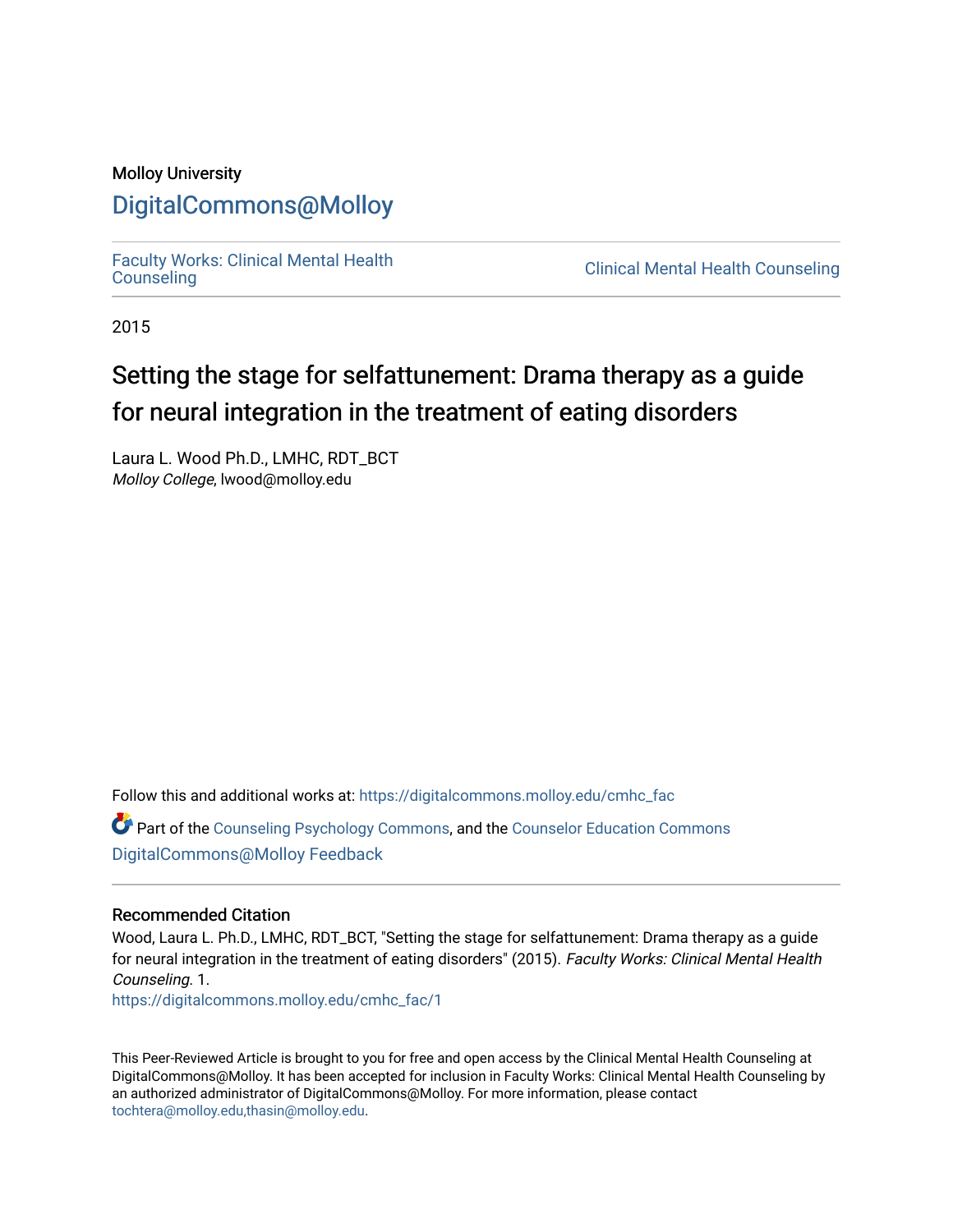Molloy University

# DigitalCommons@Molloy

Faculty Works: Clinical Mental Health Counseling

Clinical Mental Health Counseling

2015

## Setting the stage for selfattunement: Drama therapy as a guide for neural integration in the treatment of eating disorders

Laura L. Wood Ph.D., LMHC, RDT_BCT
*Molloy College*, lwood@molloy.edu

Follow this and additional works at: https://digitalcommons.molloy.edu/cmhc_fac

Part of the Counseling Psychology Commons, and the Counselor Education Commons
DigitalCommons@Molloy Feedback

### Recommended Citation

Wood, Laura L. Ph.D., LMHC, RDT_BCT, "Setting the stage for selfattunement: Drama therapy as a guide for neural integration in the treatment of eating disorders" (2015). *Faculty Works: Clinical Mental Health Counseling*. 1.
https://digitalcommons.molloy.edu/cmhc_fac/1

This Peer-Reviewed Article is brought to you for free and open access by the Clinical Mental Health Counseling at DigitalCommons@Molloy. It has been accepted for inclusion in Faculty Works: Clinical Mental Health Counseling by an authorized administrator of DigitalCommons@Molloy. For more information, please contact tochtera@molloy.edu,thasin@molloy.edu.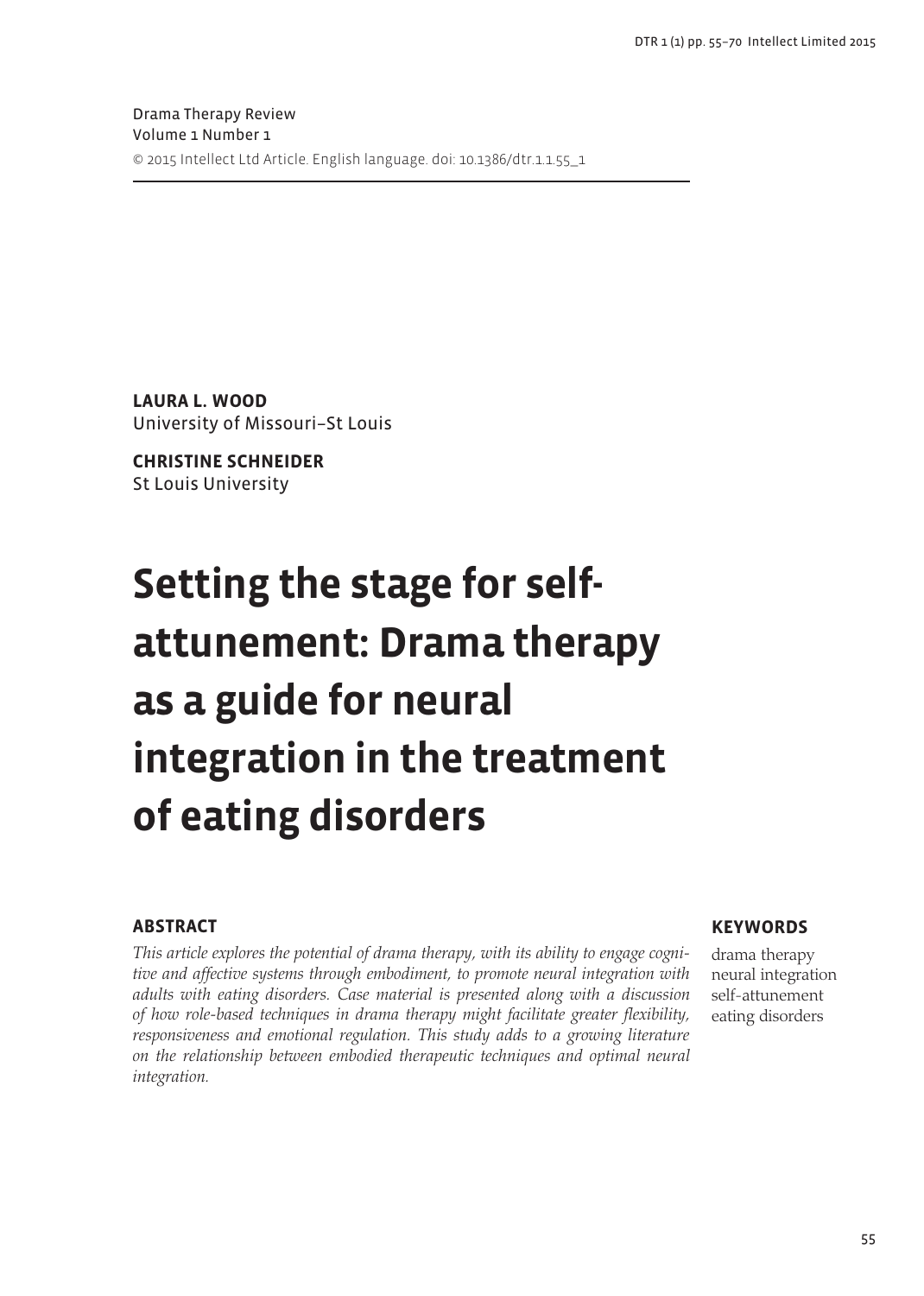Drama Therapy Review
Volume 1 Number 1
© 2015 Intellect Ltd Article. English language. doi: 10.1386/dtr.1.1.55_1

**LAURA L. WOOD**
University of Missouri–St Louis

**CHRISTINE SCHNEIDER**
St Louis University

# Setting the stage for self-attunement: Drama therapy as a guide for neural integration in the treatment of eating disorders

## ABSTRACT

*This article explores the potential of drama therapy, with its ability to engage cognitive and affective systems through embodiment, to promote neural integration with adults with eating disorders. Case material is presented along with a discussion of how role-based techniques in drama therapy might facilitate greater flexibility, responsiveness and emotional regulation. This study adds to a growing literature on the relationship between embodied therapeutic techniques and optimal neural integration.*

## KEYWORDS

drama therapy
neural integration
self-attunement
eating disorders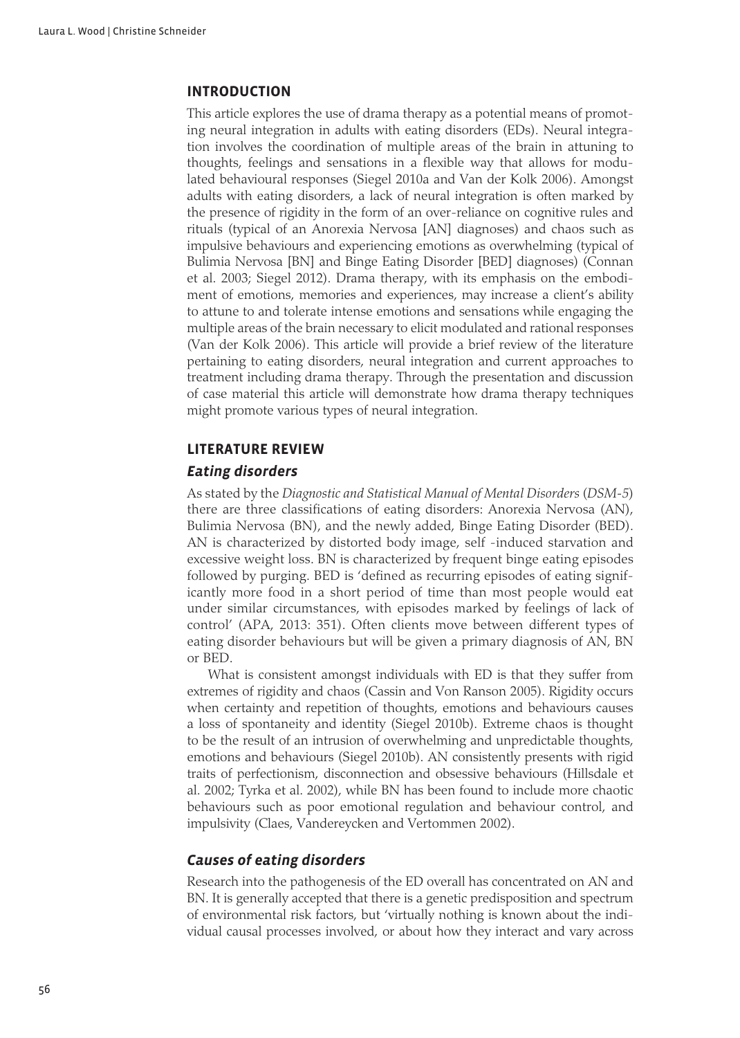## INTRODUCTION

This article explores the use of drama therapy as a potential means of promoting neural integration in adults with eating disorders (EDs). Neural integration involves the coordination of multiple areas of the brain in attuning to thoughts, feelings and sensations in a flexible way that allows for modulated behavioural responses (Siegel 2010a and Van der Kolk 2006). Amongst adults with eating disorders, a lack of neural integration is often marked by the presence of rigidity in the form of an over-reliance on cognitive rules and rituals (typical of an Anorexia Nervosa [AN] diagnoses) and chaos such as impulsive behaviours and experiencing emotions as overwhelming (typical of Bulimia Nervosa [BN] and Binge Eating Disorder [BED] diagnoses) (Connan et al. 2003; Siegel 2012). Drama therapy, with its emphasis on the embodiment of emotions, memories and experiences, may increase a client's ability to attune to and tolerate intense emotions and sensations while engaging the multiple areas of the brain necessary to elicit modulated and rational responses (Van der Kolk 2006). This article will provide a brief review of the literature pertaining to eating disorders, neural integration and current approaches to treatment including drama therapy. Through the presentation and discussion of case material this article will demonstrate how drama therapy techniques might promote various types of neural integration.

## LITERATURE REVIEW

### *Eating disorders*

As stated by the *Diagnostic and Statistical Manual of Mental Disorders* (*DSM-5*) there are three classifications of eating disorders: Anorexia Nervosa (AN), Bulimia Nervosa (BN), and the newly added, Binge Eating Disorder (BED). AN is characterized by distorted body image, self -induced starvation and excessive weight loss. BN is characterized by frequent binge eating episodes followed by purging. BED is 'defined as recurring episodes of eating significantly more food in a short period of time than most people would eat under similar circumstances, with episodes marked by feelings of lack of control' (APA, 2013: 351). Often clients move between different types of eating disorder behaviours but will be given a primary diagnosis of AN, BN or BED.

What is consistent amongst individuals with ED is that they suffer from extremes of rigidity and chaos (Cassin and Von Ranson 2005). Rigidity occurs when certainty and repetition of thoughts, emotions and behaviours causes a loss of spontaneity and identity (Siegel 2010b). Extreme chaos is thought to be the result of an intrusion of overwhelming and unpredictable thoughts, emotions and behaviours (Siegel 2010b). AN consistently presents with rigid traits of perfectionism, disconnection and obsessive behaviours (Hillsdale et al. 2002; Tyrka et al. 2002), while BN has been found to include more chaotic behaviours such as poor emotional regulation and behaviour control, and impulsivity (Claes, Vandereycken and Vertommen 2002).

### *Causes of eating disorders*

Research into the pathogenesis of the ED overall has concentrated on AN and BN. It is generally accepted that there is a genetic predisposition and spectrum of environmental risk factors, but 'virtually nothing is known about the individual causal processes involved, or about how they interact and vary across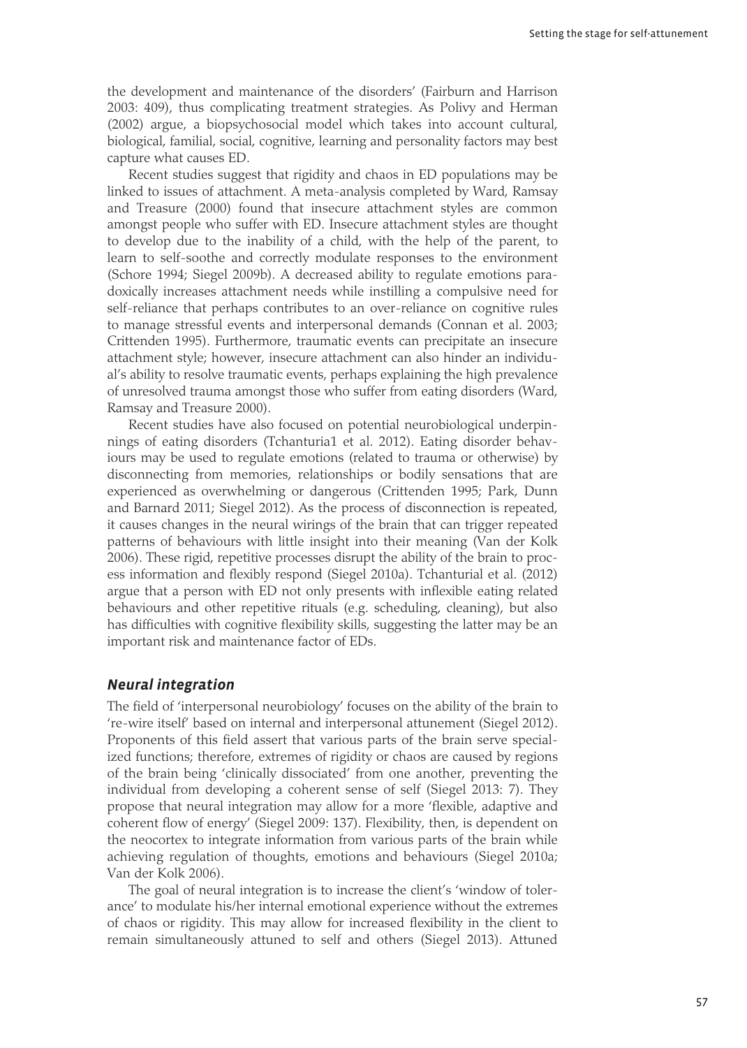the development and maintenance of the disorders' (Fairburn and Harrison 2003: 409), thus complicating treatment strategies. As Polivy and Herman (2002) argue, a biopsychosocial model which takes into account cultural, biological, familial, social, cognitive, learning and personality factors may best capture what causes ED.

Recent studies suggest that rigidity and chaos in ED populations may be linked to issues of attachment. A meta-analysis completed by Ward, Ramsay and Treasure (2000) found that insecure attachment styles are common amongst people who suffer with ED. Insecure attachment styles are thought to develop due to the inability of a child, with the help of the parent, to learn to self-soothe and correctly modulate responses to the environment (Schore 1994; Siegel 2009b). A decreased ability to regulate emotions paradoxically increases attachment needs while instilling a compulsive need for self-reliance that perhaps contributes to an over-reliance on cognitive rules to manage stressful events and interpersonal demands (Connan et al. 2003; Crittenden 1995). Furthermore, traumatic events can precipitate an insecure attachment style; however, insecure attachment can also hinder an individual's ability to resolve traumatic events, perhaps explaining the high prevalence of unresolved trauma amongst those who suffer from eating disorders (Ward, Ramsay and Treasure 2000).

Recent studies have also focused on potential neurobiological underpinnings of eating disorders (Tchanturia1 et al. 2012). Eating disorder behaviours may be used to regulate emotions (related to trauma or otherwise) by disconnecting from memories, relationships or bodily sensations that are experienced as overwhelming or dangerous (Crittenden 1995; Park, Dunn and Barnard 2011; Siegel 2012). As the process of disconnection is repeated, it causes changes in the neural wirings of the brain that can trigger repeated patterns of behaviours with little insight into their meaning (Van der Kolk 2006). These rigid, repetitive processes disrupt the ability of the brain to process information and flexibly respond (Siegel 2010a). Tchanturial et al. (2012) argue that a person with ED not only presents with inflexible eating related behaviours and other repetitive rituals (e.g. scheduling, cleaning), but also has difficulties with cognitive flexibility skills, suggesting the latter may be an important risk and maintenance factor of EDs.

### *Neural integration*

The field of 'interpersonal neurobiology' focuses on the ability of the brain to 're-wire itself' based on internal and interpersonal attunement (Siegel 2012). Proponents of this field assert that various parts of the brain serve specialized functions; therefore, extremes of rigidity or chaos are caused by regions of the brain being 'clinically dissociated' from one another, preventing the individual from developing a coherent sense of self (Siegel 2013: 7). They propose that neural integration may allow for a more 'flexible, adaptive and coherent flow of energy' (Siegel 2009: 137). Flexibility, then, is dependent on the neocortex to integrate information from various parts of the brain while achieving regulation of thoughts, emotions and behaviours (Siegel 2010a; Van der Kolk 2006).

The goal of neural integration is to increase the client's 'window of tolerance' to modulate his/her internal emotional experience without the extremes of chaos or rigidity. This may allow for increased flexibility in the client to remain simultaneously attuned to self and others (Siegel 2013). Attuned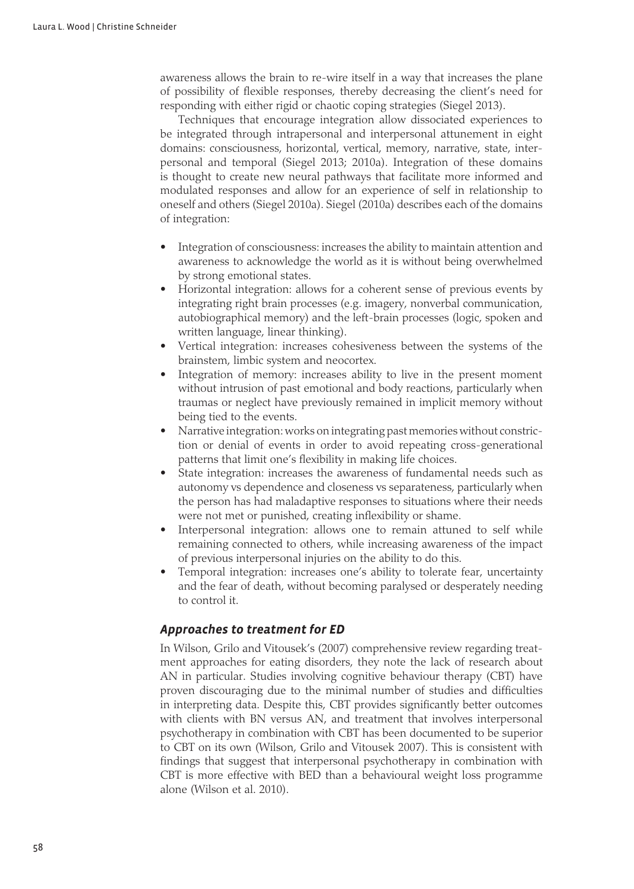awareness allows the brain to re-wire itself in a way that increases the plane of possibility of flexible responses, thereby decreasing the client's need for responding with either rigid or chaotic coping strategies (Siegel 2013).

Techniques that encourage integration allow dissociated experiences to be integrated through intrapersonal and interpersonal attunement in eight domains: consciousness, horizontal, vertical, memory, narrative, state, interpersonal and temporal (Siegel 2013; 2010a). Integration of these domains is thought to create new neural pathways that facilitate more informed and modulated responses and allow for an experience of self in relationship to oneself and others (Siegel 2010a). Siegel (2010a) describes each of the domains of integration:

- Integration of consciousness: increases the ability to maintain attention and awareness to acknowledge the world as it is without being overwhelmed by strong emotional states.
- Horizontal integration: allows for a coherent sense of previous events by integrating right brain processes (e.g. imagery, nonverbal communication, autobiographical memory) and the left-brain processes (logic, spoken and written language, linear thinking).
- Vertical integration: increases cohesiveness between the systems of the brainstem, limbic system and neocortex.
- Integration of memory: increases ability to live in the present moment without intrusion of past emotional and body reactions, particularly when traumas or neglect have previously remained in implicit memory without being tied to the events.
- Narrative integration: works on integrating past memories without constriction or denial of events in order to avoid repeating cross-generational patterns that limit one's flexibility in making life choices.
- State integration: increases the awareness of fundamental needs such as autonomy vs dependence and closeness vs separateness, particularly when the person has had maladaptive responses to situations where their needs were not met or punished, creating inflexibility or shame.
- Interpersonal integration: allows one to remain attuned to self while remaining connected to others, while increasing awareness of the impact of previous interpersonal injuries on the ability to do this.
- Temporal integration: increases one's ability to tolerate fear, uncertainty and the fear of death, without becoming paralysed or desperately needing to control it.

### *Approaches to treatment for ED*

In Wilson, Grilo and Vitousek's (2007) comprehensive review regarding treatment approaches for eating disorders, they note the lack of research about AN in particular. Studies involving cognitive behaviour therapy (CBT) have proven discouraging due to the minimal number of studies and difficulties in interpreting data. Despite this, CBT provides significantly better outcomes with clients with BN versus AN, and treatment that involves interpersonal psychotherapy in combination with CBT has been documented to be superior to CBT on its own (Wilson, Grilo and Vitousek 2007). This is consistent with findings that suggest that interpersonal psychotherapy in combination with CBT is more effective with BED than a behavioural weight loss programme alone (Wilson et al. 2010).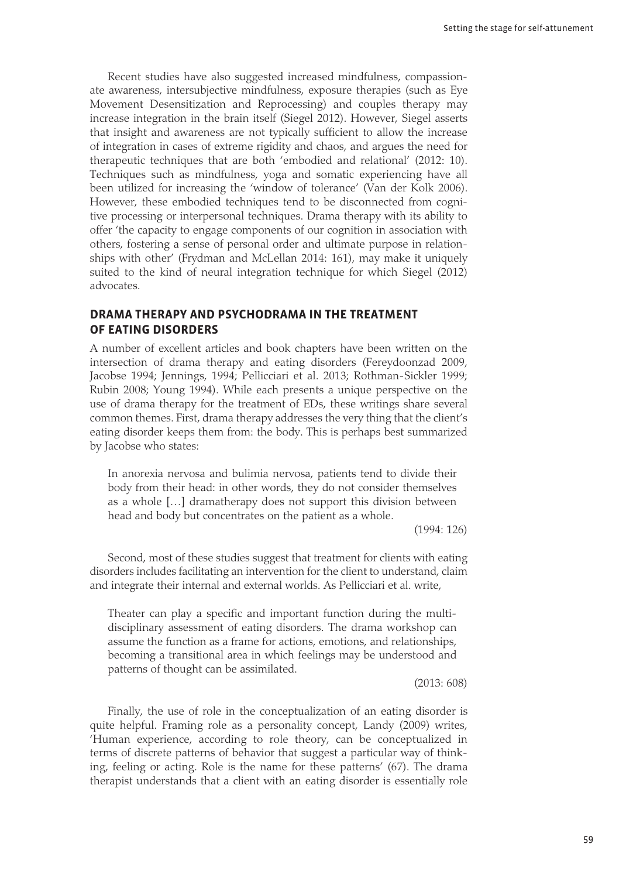Recent studies have also suggested increased mindfulness, compassionate awareness, intersubjective mindfulness, exposure therapies (such as Eye Movement Desensitization and Reprocessing) and couples therapy may increase integration in the brain itself (Siegel 2012). However, Siegel asserts that insight and awareness are not typically sufficient to allow the increase of integration in cases of extreme rigidity and chaos, and argues the need for therapeutic techniques that are both 'embodied and relational' (2012: 10). Techniques such as mindfulness, yoga and somatic experiencing have all been utilized for increasing the 'window of tolerance' (Van der Kolk 2006). However, these embodied techniques tend to be disconnected from cognitive processing or interpersonal techniques. Drama therapy with its ability to offer 'the capacity to engage components of our cognition in association with others, fostering a sense of personal order and ultimate purpose in relationships with other' (Frydman and McLellan 2014: 161), may make it uniquely suited to the kind of neural integration technique for which Siegel (2012) advocates.

## DRAMA THERAPY AND PSYCHODRAMA IN THE TREATMENT OF EATING DISORDERS

A number of excellent articles and book chapters have been written on the intersection of drama therapy and eating disorders (Fereydoonzad 2009, Jacobse 1994; Jennings, 1994; Pellicciari et al. 2013; Rothman-Sickler 1999; Rubin 2008; Young 1994). While each presents a unique perspective on the use of drama therapy for the treatment of EDs, these writings share several common themes. First, drama therapy addresses the very thing that the client's eating disorder keeps them from: the body. This is perhaps best summarized by Jacobse who states:

> In anorexia nervosa and bulimia nervosa, patients tend to divide their body from their head: in other words, they do not consider themselves as a whole […] dramatherapy does not support this division between head and body but concentrates on the patient as a whole.
>
> (1994: 126)

Second, most of these studies suggest that treatment for clients with eating disorders includes facilitating an intervention for the client to understand, claim and integrate their internal and external worlds. As Pellicciari et al. write,

> Theater can play a specific and important function during the multidisciplinary assessment of eating disorders. The drama workshop can assume the function as a frame for actions, emotions, and relationships, becoming a transitional area in which feelings may be understood and patterns of thought can be assimilated.
>
> (2013: 608)

Finally, the use of role in the conceptualization of an eating disorder is quite helpful. Framing role as a personality concept, Landy (2009) writes, 'Human experience, according to role theory, can be conceptualized in terms of discrete patterns of behavior that suggest a particular way of thinking, feeling or acting. Role is the name for these patterns' (67). The drama therapist understands that a client with an eating disorder is essentially role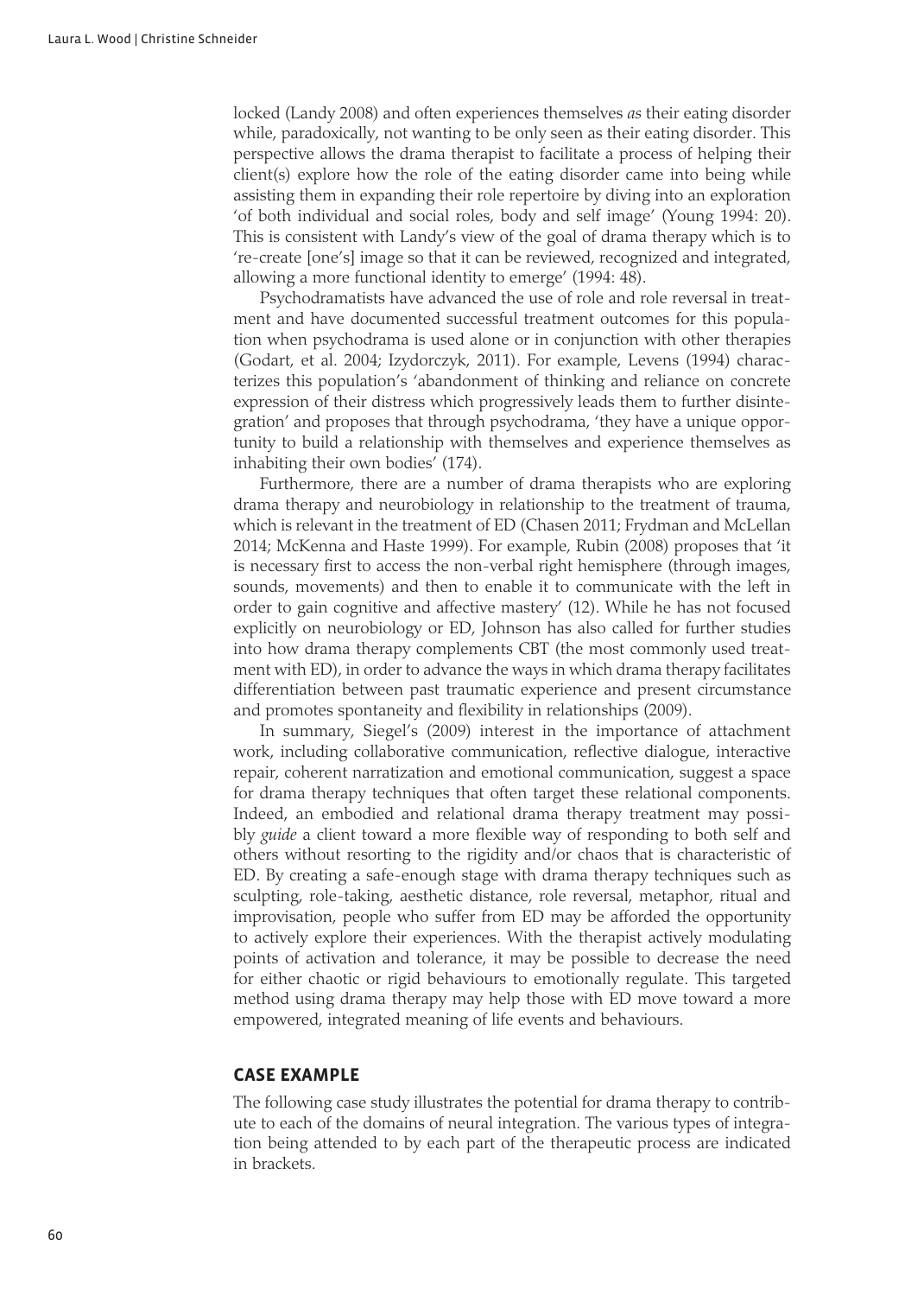locked (Landy 2008) and often experiences themselves *as* their eating disorder while, paradoxically, not wanting to be only seen as their eating disorder. This perspective allows the drama therapist to facilitate a process of helping their client(s) explore how the role of the eating disorder came into being while assisting them in expanding their role repertoire by diving into an exploration 'of both individual and social roles, body and self image' (Young 1994: 20). This is consistent with Landy's view of the goal of drama therapy which is to 're-create [one's] image so that it can be reviewed, recognized and integrated, allowing a more functional identity to emerge' (1994: 48).

Psychodramatists have advanced the use of role and role reversal in treatment and have documented successful treatment outcomes for this population when psychodrama is used alone or in conjunction with other therapies (Godart, et al. 2004; Izydorczyk, 2011). For example, Levens (1994) characterizes this population's 'abandonment of thinking and reliance on concrete expression of their distress which progressively leads them to further disintegration' and proposes that through psychodrama, 'they have a unique opportunity to build a relationship with themselves and experience themselves as inhabiting their own bodies' (174).

Furthermore, there are a number of drama therapists who are exploring drama therapy and neurobiology in relationship to the treatment of trauma, which is relevant in the treatment of ED (Chasen 2011; Frydman and McLellan 2014; McKenna and Haste 1999). For example, Rubin (2008) proposes that 'it is necessary first to access the non-verbal right hemisphere (through images, sounds, movements) and then to enable it to communicate with the left in order to gain cognitive and affective mastery' (12). While he has not focused explicitly on neurobiology or ED, Johnson has also called for further studies into how drama therapy complements CBT (the most commonly used treatment with ED), in order to advance the ways in which drama therapy facilitates differentiation between past traumatic experience and present circumstance and promotes spontaneity and flexibility in relationships (2009).

In summary, Siegel's (2009) interest in the importance of attachment work, including collaborative communication, reflective dialogue, interactive repair, coherent narratization and emotional communication, suggest a space for drama therapy techniques that often target these relational components. Indeed, an embodied and relational drama therapy treatment may possibly *guide* a client toward a more flexible way of responding to both self and others without resorting to the rigidity and/or chaos that is characteristic of ED. By creating a safe-enough stage with drama therapy techniques such as sculpting, role-taking, aesthetic distance, role reversal, metaphor, ritual and improvisation, people who suffer from ED may be afforded the opportunity to actively explore their experiences. With the therapist actively modulating points of activation and tolerance, it may be possible to decrease the need for either chaotic or rigid behaviours to emotionally regulate. This targeted method using drama therapy may help those with ED move toward a more empowered, integrated meaning of life events and behaviours.

## CASE EXAMPLE

The following case study illustrates the potential for drama therapy to contribute to each of the domains of neural integration. The various types of integration being attended to by each part of the therapeutic process are indicated in brackets.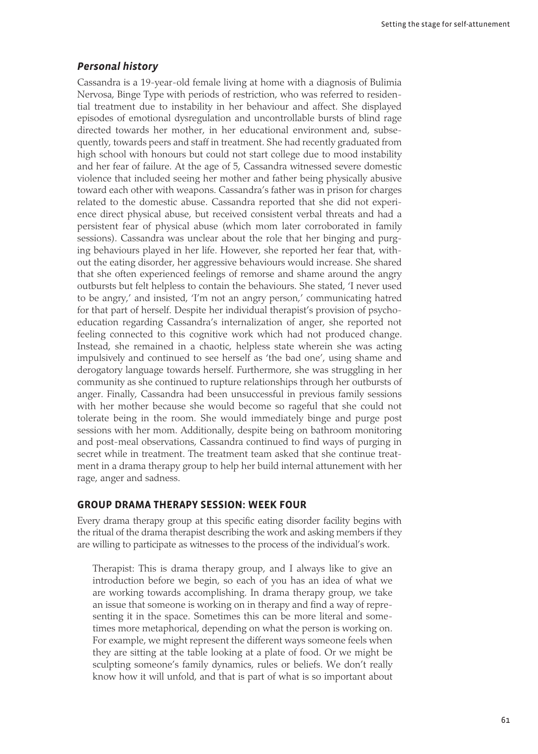### *Personal history*

Cassandra is a 19-year-old female living at home with a diagnosis of Bulimia Nervosa, Binge Type with periods of restriction, who was referred to residential treatment due to instability in her behaviour and affect. She displayed episodes of emotional dysregulation and uncontrollable bursts of blind rage directed towards her mother, in her educational environment and, subsequently, towards peers and staff in treatment. She had recently graduated from high school with honours but could not start college due to mood instability and her fear of failure. At the age of 5, Cassandra witnessed severe domestic violence that included seeing her mother and father being physically abusive toward each other with weapons. Cassandra's father was in prison for charges related to the domestic abuse. Cassandra reported that she did not experience direct physical abuse, but received consistent verbal threats and had a persistent fear of physical abuse (which mom later corroborated in family sessions). Cassandra was unclear about the role that her binging and purging behaviours played in her life. However, she reported her fear that, without the eating disorder, her aggressive behaviours would increase. She shared that she often experienced feelings of remorse and shame around the angry outbursts but felt helpless to contain the behaviours. She stated, 'I never used to be angry,' and insisted, 'I'm not an angry person,' communicating hatred for that part of herself. Despite her individual therapist's provision of psychoeducation regarding Cassandra's internalization of anger, she reported not feeling connected to this cognitive work which had not produced change. Instead, she remained in a chaotic, helpless state wherein she was acting impulsively and continued to see herself as 'the bad one', using shame and derogatory language towards herself. Furthermore, she was struggling in her community as she continued to rupture relationships through her outbursts of anger. Finally, Cassandra had been unsuccessful in previous family sessions with her mother because she would become so rageful that she could not tolerate being in the room. She would immediately binge and purge post sessions with her mom. Additionally, despite being on bathroom monitoring and post-meal observations, Cassandra continued to find ways of purging in secret while in treatment. The treatment team asked that she continue treatment in a drama therapy group to help her build internal attunement with her rage, anger and sadness.

## GROUP DRAMA THERAPY SESSION: WEEK FOUR

Every drama therapy group at this specific eating disorder facility begins with the ritual of the drama therapist describing the work and asking members if they are willing to participate as witnesses to the process of the individual's work.

> Therapist: This is drama therapy group, and I always like to give an introduction before we begin, so each of you has an idea of what we are working towards accomplishing. In drama therapy group, we take an issue that someone is working on in therapy and find a way of representing it in the space. Sometimes this can be more literal and sometimes more metaphorical, depending on what the person is working on. For example, we might represent the different ways someone feels when they are sitting at the table looking at a plate of food. Or we might be sculpting someone's family dynamics, rules or beliefs. We don't really know how it will unfold, and that is part of what is so important about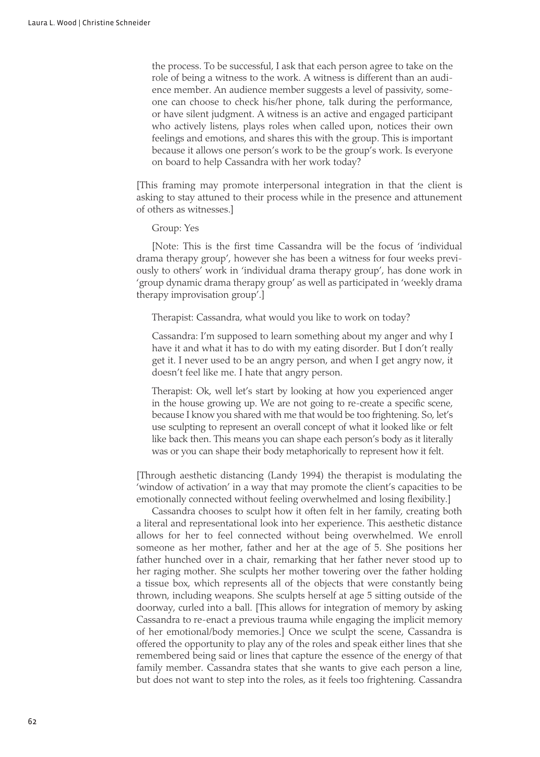the process. To be successful, I ask that each person agree to take on the role of being a witness to the work. A witness is different than an audience member. An audience member suggests a level of passivity, someone can choose to check his/her phone, talk during the performance, or have silent judgment. A witness is an active and engaged participant who actively listens, plays roles when called upon, notices their own feelings and emotions, and shares this with the group. This is important because it allows one person's work to be the group's work. Is everyone on board to help Cassandra with her work today?

[This framing may promote interpersonal integration in that the client is asking to stay attuned to their process while in the presence and attunement of others as witnesses.]

Group: Yes

[Note: This is the first time Cassandra will be the focus of 'individual drama therapy group', however she has been a witness for four weeks previously to others' work in 'individual drama therapy group', has done work in 'group dynamic drama therapy group' as well as participated in 'weekly drama therapy improvisation group'.]

Therapist: Cassandra, what would you like to work on today?

Cassandra: I'm supposed to learn something about my anger and why I have it and what it has to do with my eating disorder. But I don't really get it. I never used to be an angry person, and when I get angry now, it doesn't feel like me. I hate that angry person.

Therapist: Ok, well let's start by looking at how you experienced anger in the house growing up. We are not going to re-create a specific scene, because I know you shared with me that would be too frightening. So, let's use sculpting to represent an overall concept of what it looked like or felt like back then. This means you can shape each person's body as it literally was or you can shape their body metaphorically to represent how it felt.

[Through aesthetic distancing (Landy 1994) the therapist is modulating the 'window of activation' in a way that may promote the client's capacities to be emotionally connected without feeling overwhelmed and losing flexibility.]

Cassandra chooses to sculpt how it often felt in her family, creating both a literal and representational look into her experience. This aesthetic distance allows for her to feel connected without being overwhelmed. We enroll someone as her mother, father and her at the age of 5. She positions her father hunched over in a chair, remarking that her father never stood up to her raging mother. She sculpts her mother towering over the father holding a tissue box, which represents all of the objects that were constantly being thrown, including weapons. She sculpts herself at age 5 sitting outside of the doorway, curled into a ball. [This allows for integration of memory by asking Cassandra to re-enact a previous trauma while engaging the implicit memory of her emotional/body memories.] Once we sculpt the scene, Cassandra is offered the opportunity to play any of the roles and speak either lines that she remembered being said or lines that capture the essence of the energy of that family member. Cassandra states that she wants to give each person a line, but does not want to step into the roles, as it feels too frightening. Cassandra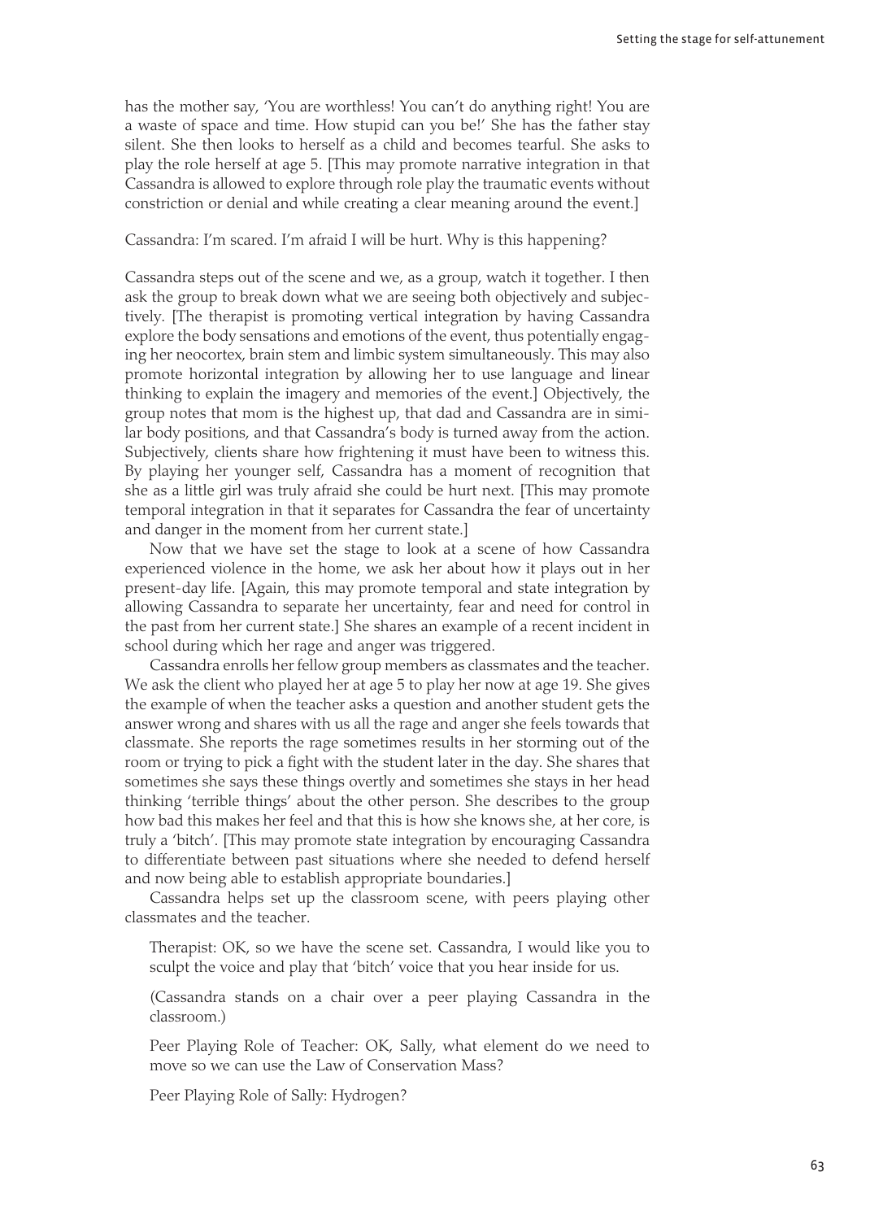has the mother say, 'You are worthless! You can't do anything right! You are a waste of space and time. How stupid can you be!' She has the father stay silent. She then looks to herself as a child and becomes tearful. She asks to play the role herself at age 5. [This may promote narrative integration in that Cassandra is allowed to explore through role play the traumatic events without constriction or denial and while creating a clear meaning around the event.]

Cassandra: I'm scared. I'm afraid I will be hurt. Why is this happening?

Cassandra steps out of the scene and we, as a group, watch it together. I then ask the group to break down what we are seeing both objectively and subjectively. [The therapist is promoting vertical integration by having Cassandra explore the body sensations and emotions of the event, thus potentially engaging her neocortex, brain stem and limbic system simultaneously. This may also promote horizontal integration by allowing her to use language and linear thinking to explain the imagery and memories of the event.] Objectively, the group notes that mom is the highest up, that dad and Cassandra are in similar body positions, and that Cassandra's body is turned away from the action. Subjectively, clients share how frightening it must have been to witness this. By playing her younger self, Cassandra has a moment of recognition that she as a little girl was truly afraid she could be hurt next. [This may promote temporal integration in that it separates for Cassandra the fear of uncertainty and danger in the moment from her current state.]

Now that we have set the stage to look at a scene of how Cassandra experienced violence in the home, we ask her about how it plays out in her present-day life. [Again, this may promote temporal and state integration by allowing Cassandra to separate her uncertainty, fear and need for control in the past from her current state.] She shares an example of a recent incident in school during which her rage and anger was triggered.

Cassandra enrolls her fellow group members as classmates and the teacher. We ask the client who played her at age 5 to play her now at age 19. She gives the example of when the teacher asks a question and another student gets the answer wrong and shares with us all the rage and anger she feels towards that classmate. She reports the rage sometimes results in her storming out of the room or trying to pick a fight with the student later in the day. She shares that sometimes she says these things overtly and sometimes she stays in her head thinking 'terrible things' about the other person. She describes to the group how bad this makes her feel and that this is how she knows she, at her core, is truly a 'bitch'. [This may promote state integration by encouraging Cassandra to differentiate between past situations where she needed to defend herself and now being able to establish appropriate boundaries.]

Cassandra helps set up the classroom scene, with peers playing other classmates and the teacher.

Therapist: OK, so we have the scene set. Cassandra, I would like you to sculpt the voice and play that 'bitch' voice that you hear inside for us.

(Cassandra stands on a chair over a peer playing Cassandra in the classroom.)

Peer Playing Role of Teacher: OK, Sally, what element do we need to move so we can use the Law of Conservation Mass?

Peer Playing Role of Sally: Hydrogen?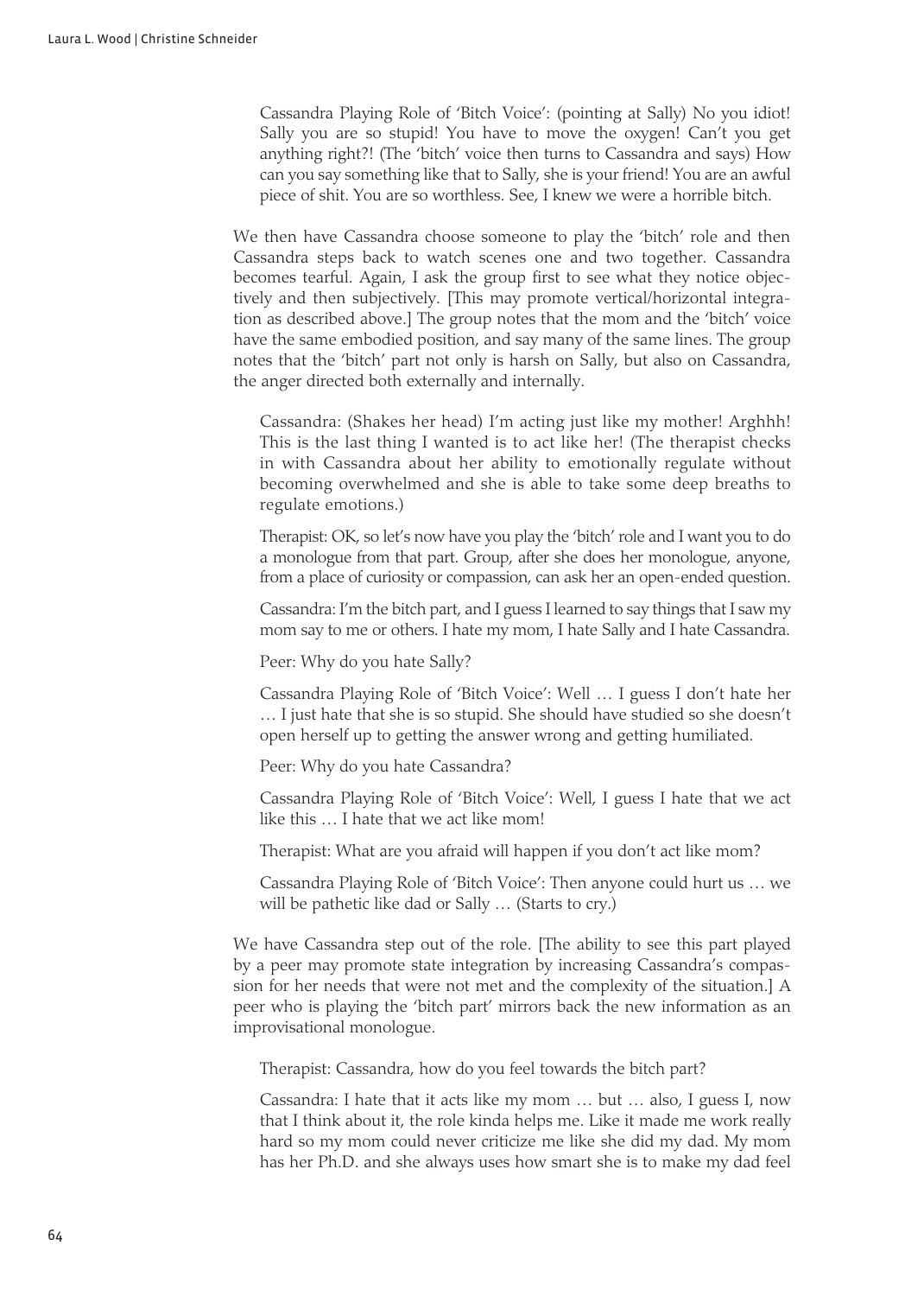Cassandra Playing Role of 'Bitch Voice': (pointing at Sally) No you idiot! Sally you are so stupid! You have to move the oxygen! Can't you get anything right?! (The 'bitch' voice then turns to Cassandra and says) How can you say something like that to Sally, she is your friend! You are an awful piece of shit. You are so worthless. See, I knew we were a horrible bitch.

We then have Cassandra choose someone to play the 'bitch' role and then Cassandra steps back to watch scenes one and two together. Cassandra becomes tearful. Again, I ask the group first to see what they notice objectively and then subjectively. [This may promote vertical/horizontal integration as described above.] The group notes that the mom and the 'bitch' voice have the same embodied position, and say many of the same lines. The group notes that the 'bitch' part not only is harsh on Sally, but also on Cassandra, the anger directed both externally and internally.

Cassandra: (Shakes her head) I'm acting just like my mother! Arghhh! This is the last thing I wanted is to act like her! (The therapist checks in with Cassandra about her ability to emotionally regulate without becoming overwhelmed and she is able to take some deep breaths to regulate emotions.)

Therapist: OK, so let's now have you play the 'bitch' role and I want you to do a monologue from that part. Group, after she does her monologue, anyone, from a place of curiosity or compassion, can ask her an open-ended question.

Cassandra: I'm the bitch part, and I guess I learned to say things that I saw my mom say to me or others. I hate my mom, I hate Sally and I hate Cassandra.

Peer: Why do you hate Sally?

Cassandra Playing Role of 'Bitch Voice': Well … I guess I don't hate her … I just hate that she is so stupid. She should have studied so she doesn't open herself up to getting the answer wrong and getting humiliated.

Peer: Why do you hate Cassandra?

Cassandra Playing Role of 'Bitch Voice': Well, I guess I hate that we act like this … I hate that we act like mom!

Therapist: What are you afraid will happen if you don't act like mom?

Cassandra Playing Role of 'Bitch Voice': Then anyone could hurt us … we will be pathetic like dad or Sally … (Starts to cry.)

We have Cassandra step out of the role. [The ability to see this part played by a peer may promote state integration by increasing Cassandra's compassion for her needs that were not met and the complexity of the situation.] A peer who is playing the 'bitch part' mirrors back the new information as an improvisational monologue.

Therapist: Cassandra, how do you feel towards the bitch part?

Cassandra: I hate that it acts like my mom … but … also, I guess I, now that I think about it, the role kinda helps me. Like it made me work really hard so my mom could never criticize me like she did my dad. My mom has her Ph.D. and she always uses how smart she is to make my dad feel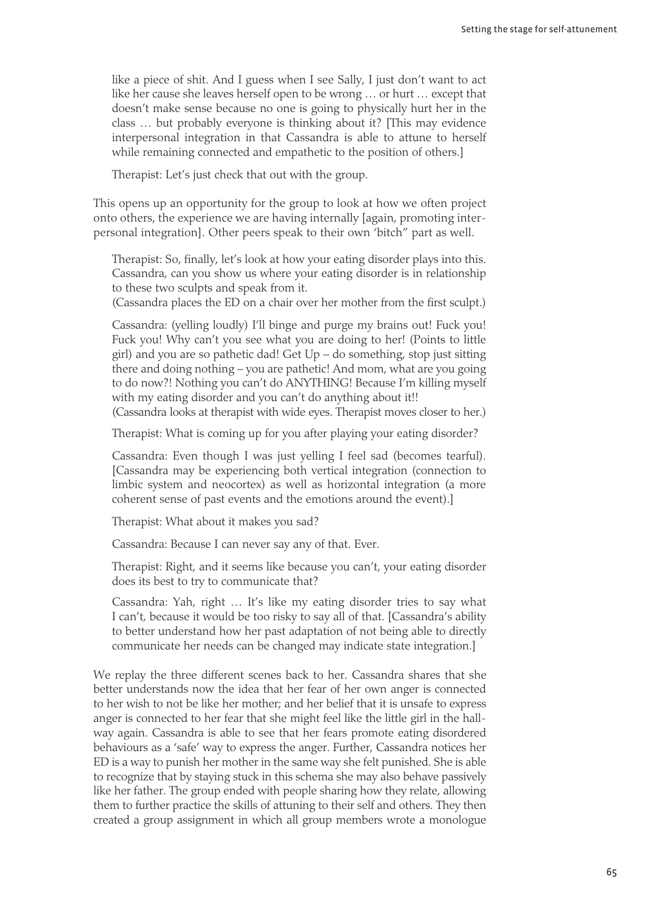like a piece of shit. And I guess when I see Sally, I just don't want to act like her cause she leaves herself open to be wrong … or hurt … except that doesn't make sense because no one is going to physically hurt her in the class … but probably everyone is thinking about it? [This may evidence interpersonal integration in that Cassandra is able to attune to herself while remaining connected and empathetic to the position of others.]

Therapist: Let's just check that out with the group.

This opens up an opportunity for the group to look at how we often project onto others, the experience we are having internally [again, promoting interpersonal integration]. Other peers speak to their own 'bitch" part as well.

Therapist: So, finally, let's look at how your eating disorder plays into this. Cassandra, can you show us where your eating disorder is in relationship to these two sculpts and speak from it.
(Cassandra places the ED on a chair over her mother from the first sculpt.)

Cassandra: (yelling loudly) I'll binge and purge my brains out! Fuck you! Fuck you! Why can't you see what you are doing to her! (Points to little girl) and you are so pathetic dad! Get Up – do something, stop just sitting there and doing nothing – you are pathetic! And mom, what are you going to do now?! Nothing you can't do ANYTHING! Because I'm killing myself with my eating disorder and you can't do anything about it!!
(Cassandra looks at therapist with wide eyes. Therapist moves closer to her.)

Therapist: What is coming up for you after playing your eating disorder?

Cassandra: Even though I was just yelling I feel sad (becomes tearful). [Cassandra may be experiencing both vertical integration (connection to limbic system and neocortex) as well as horizontal integration (a more coherent sense of past events and the emotions around the event).]

Therapist: What about it makes you sad?

Cassandra: Because I can never say any of that. Ever.

Therapist: Right, and it seems like because you can't, your eating disorder does its best to try to communicate that?

Cassandra: Yah, right … It's like my eating disorder tries to say what I can't, because it would be too risky to say all of that. [Cassandra's ability to better understand how her past adaptation of not being able to directly communicate her needs can be changed may indicate state integration.]

We replay the three different scenes back to her. Cassandra shares that she better understands now the idea that her fear of her own anger is connected to her wish to not be like her mother; and her belief that it is unsafe to express anger is connected to her fear that she might feel like the little girl in the hallway again. Cassandra is able to see that her fears promote eating disordered behaviours as a 'safe' way to express the anger. Further, Cassandra notices her ED is a way to punish her mother in the same way she felt punished. She is able to recognize that by staying stuck in this schema she may also behave passively like her father. The group ended with people sharing how they relate, allowing them to further practice the skills of attuning to their self and others. They then created a group assignment in which all group members wrote a monologue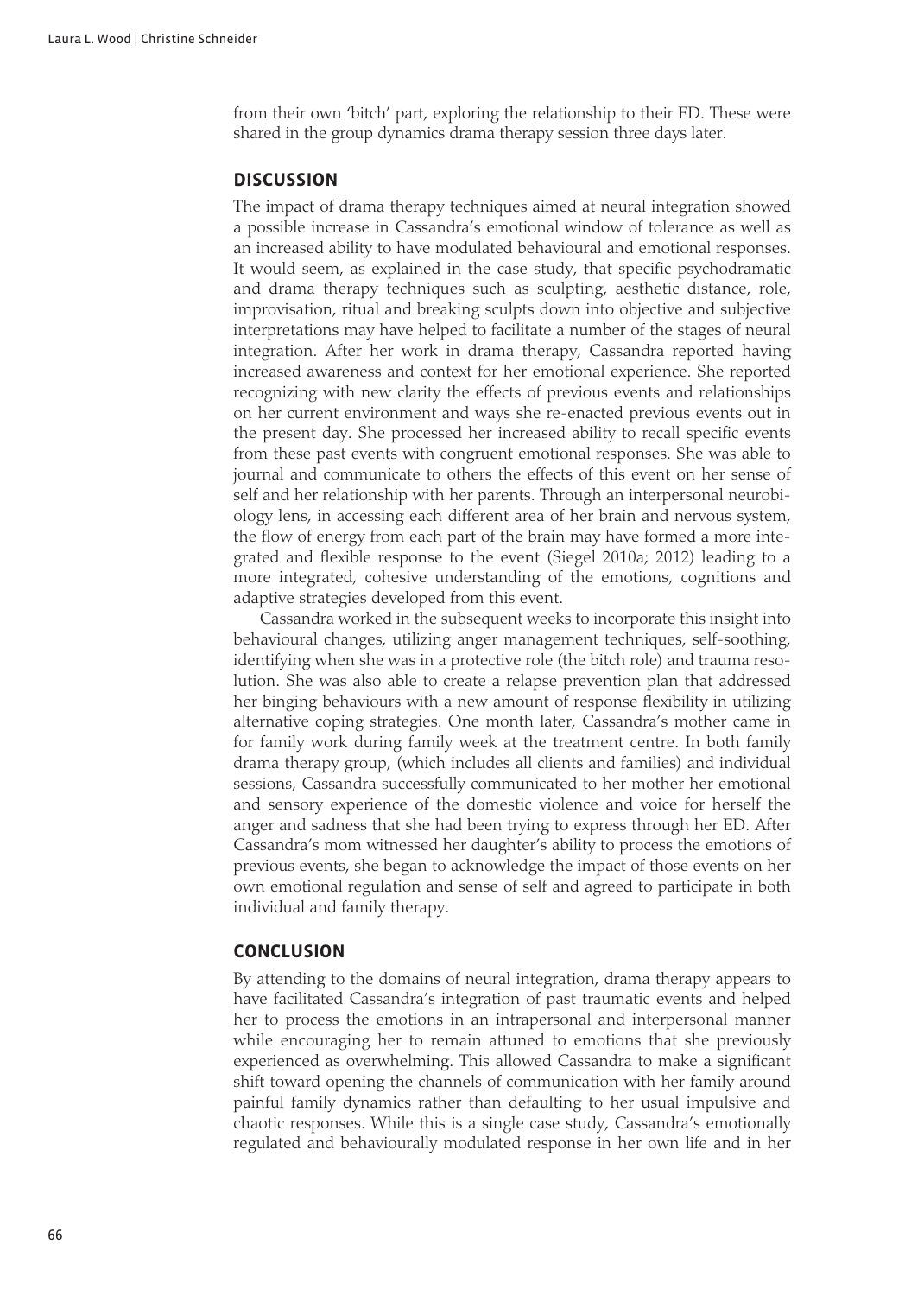from their own 'bitch' part, exploring the relationship to their ED. These were shared in the group dynamics drama therapy session three days later.

## DISCUSSION

The impact of drama therapy techniques aimed at neural integration showed a possible increase in Cassandra's emotional window of tolerance as well as an increased ability to have modulated behavioural and emotional responses. It would seem, as explained in the case study, that specific psychodramatic and drama therapy techniques such as sculpting, aesthetic distance, role, improvisation, ritual and breaking sculpts down into objective and subjective interpretations may have helped to facilitate a number of the stages of neural integration. After her work in drama therapy, Cassandra reported having increased awareness and context for her emotional experience. She reported recognizing with new clarity the effects of previous events and relationships on her current environment and ways she re-enacted previous events out in the present day. She processed her increased ability to recall specific events from these past events with congruent emotional responses. She was able to journal and communicate to others the effects of this event on her sense of self and her relationship with her parents. Through an interpersonal neurobiology lens, in accessing each different area of her brain and nervous system, the flow of energy from each part of the brain may have formed a more integrated and flexible response to the event (Siegel 2010a; 2012) leading to a more integrated, cohesive understanding of the emotions, cognitions and adaptive strategies developed from this event.

Cassandra worked in the subsequent weeks to incorporate this insight into behavioural changes, utilizing anger management techniques, self-soothing, identifying when she was in a protective role (the bitch role) and trauma resolution. She was also able to create a relapse prevention plan that addressed her binging behaviours with a new amount of response flexibility in utilizing alternative coping strategies. One month later, Cassandra's mother came in for family work during family week at the treatment centre. In both family drama therapy group, (which includes all clients and families) and individual sessions, Cassandra successfully communicated to her mother her emotional and sensory experience of the domestic violence and voice for herself the anger and sadness that she had been trying to express through her ED. After Cassandra's mom witnessed her daughter's ability to process the emotions of previous events, she began to acknowledge the impact of those events on her own emotional regulation and sense of self and agreed to participate in both individual and family therapy.

## CONCLUSION

By attending to the domains of neural integration, drama therapy appears to have facilitated Cassandra's integration of past traumatic events and helped her to process the emotions in an intrapersonal and interpersonal manner while encouraging her to remain attuned to emotions that she previously experienced as overwhelming. This allowed Cassandra to make a significant shift toward opening the channels of communication with her family around painful family dynamics rather than defaulting to her usual impulsive and chaotic responses. While this is a single case study, Cassandra's emotionally regulated and behaviourally modulated response in her own life and in her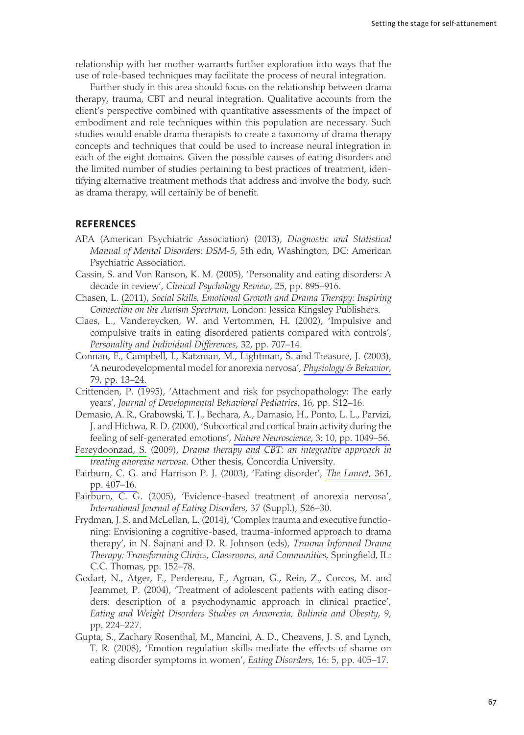relationship with her mother warrants further exploration into ways that the use of role-based techniques may facilitate the process of neural integration.

Further study in this area should focus on the relationship between drama therapy, trauma, CBT and neural integration. Qualitative accounts from the client's perspective combined with quantitative assessments of the impact of embodiment and role techniques within this population are necessary. Such studies would enable drama therapists to create a taxonomy of drama therapy concepts and techniques that could be used to increase neural integration in each of the eight domains. Given the possible causes of eating disorders and the limited number of studies pertaining to best practices of treatment, identifying alternative treatment methods that address and involve the body, such as drama therapy, will certainly be of benefit.

## REFERENCES

APA (American Psychiatric Association) (2013), *Diagnostic and Statistical Manual of Mental Disorders*: *DSM-5*, 5th edn, Washington, DC: American Psychiatric Association.

Cassin, S. and Von Ranson, K. M. (2005), 'Personality and eating disorders: A decade in review', *Clinical Psychology Review*, 25, pp. 895–916.

Chasen, L. (2011), *Social Skills, Emotional Growth and Drama Therapy: Inspiring Connection on the Autism Spectrum*, London: Jessica Kingsley Publishers.

Claes, L., Vandereycken, W. and Vertommen, H. (2002), 'Impulsive and compulsive traits in eating disordered patients compared with controls', *Personality and Individual Differences*, 32, pp. 707–14.

Connan, F., Campbell, I., Katzman, M., Lightman, S. and Treasure, J. (2003), 'A neurodevelopmental model for anorexia nervosa', *Physiology & Behavior*, 79, pp. 13–24.

Crittenden, P. (1995), 'Attachment and risk for psychopathology: The early years', *Journal of Developmental Behavioral Pediatrics*, 16, pp. S12–16.

Demasio, A. R., Grabowski, T. J., Bechara, A., Damasio, H., Ponto, L. L., Parvizi, J. and Hichwa, R. D. (2000), 'Subcortical and cortical brain activity during the feeling of self-generated emotions', *Nature Neuroscience*, 3: 10, pp. 1049–56.

Fereydoonzad, S. (2009), *Drama therapy and CBT: an integrative approach in treating anorexia nervosa.* Other thesis, Concordia University.

Fairburn, C. G. and Harrison P. J. (2003), 'Eating disorder', *The Lancet*, 361, pp. 407–16.

Fairburn, C. G. (2005), 'Evidence-based treatment of anorexia nervosa', *International Journal of Eating Disorders*, 37 (Suppl.), S26–30.

Frydman, J. S. and McLellan, L. (2014), 'Complex trauma and executive functioning: Envisioning a cognitive-based, trauma-informed approach to drama therapy', in N. Sajnani and D. R. Johnson (eds), *Trauma Informed Drama Therapy: Transforming Clinics, Classrooms, and Communities*, Springfield, IL: C.C. Thomas, pp. 152–78.

Godart, N., Atger, F., Perdereau, F., Agman, G., Rein, Z., Corcos, M. and Jeammet, P. (2004), 'Treatment of adolescent patients with eating disorders: description of a psychodynamic approach in clinical practice', *Eating and Weight Disorders Studies on Anxorexia, Bulimia and Obesity*, 9, pp. 224–227.

Gupta, S., Zachary Rosenthal, M., Mancini, A. D., Cheavens, J. S. and Lynch, T. R. (2008), 'Emotion regulation skills mediate the effects of shame on eating disorder symptoms in women', *Eating Disorders*, 16: 5, pp. 405–17.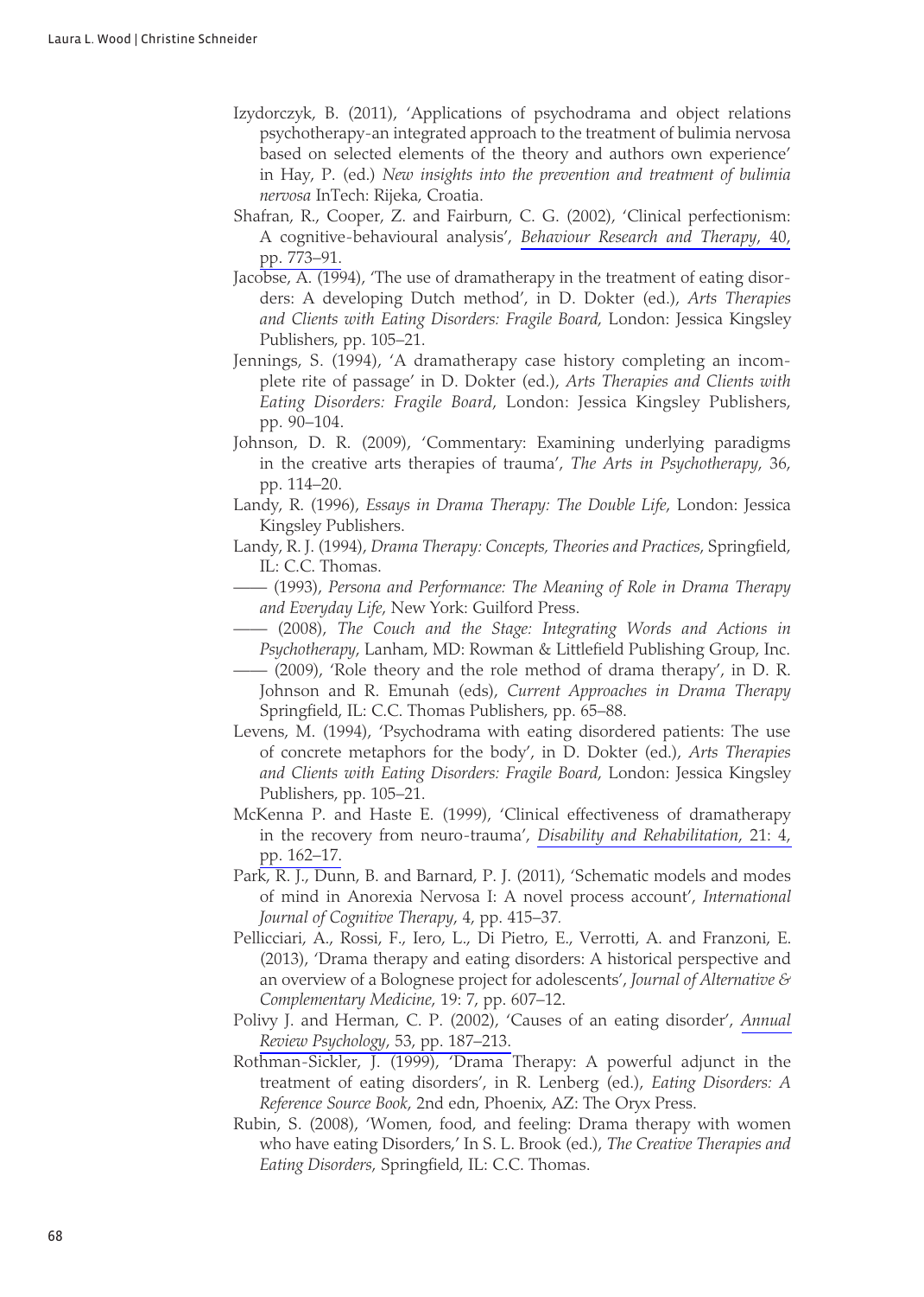Izydorczyk, B. (2011), 'Applications of psychodrama and object relations psychotherapy-an integrated approach to the treatment of bulimia nervosa based on selected elements of the theory and authors own experience' in Hay, P. (ed.) *New insights into the prevention and treatment of bulimia nervosa* InTech: Rijeka, Croatia.

Shafran, R., Cooper, Z. and Fairburn, C. G. (2002), 'Clinical perfectionism: A cognitive-behavioural analysis', *Behaviour Research and Therapy*, 40, pp. 773–91.

Jacobse, A. (1994), 'The use of dramatherapy in the treatment of eating disorders: A developing Dutch method', in D. Dokter (ed.), *Arts Therapies and Clients with Eating Disorders: Fragile Board*, London: Jessica Kingsley Publishers, pp. 105–21.

Jennings, S. (1994), 'A dramatherapy case history completing an incomplete rite of passage' in D. Dokter (ed.), *Arts Therapies and Clients with Eating Disorders: Fragile Board*, London: Jessica Kingsley Publishers, pp. 90–104.

Johnson, D. R. (2009), 'Commentary: Examining underlying paradigms in the creative arts therapies of trauma', *The Arts in Psychotherapy*, 36, pp. 114–20.

Landy, R. (1996), *Essays in Drama Therapy: The Double Life*, London: Jessica Kingsley Publishers.

Landy, R. J. (1994), *Drama Therapy: Concepts, Theories and Practices*, Springfield, IL: C.C. Thomas.

—— (1993), *Persona and Performance: The Meaning of Role in Drama Therapy and Everyday Life*, New York: Guilford Press.

—— (2008), *The Couch and the Stage: Integrating Words and Actions in Psychotherapy*, Lanham, MD: Rowman & Littlefield Publishing Group, Inc.

—— (2009), 'Role theory and the role method of drama therapy', in D. R. Johnson and R. Emunah (eds), *Current Approaches in Drama Therapy* Springfield, IL: C.C. Thomas Publishers, pp. 65–88.

Levens, M. (1994), 'Psychodrama with eating disordered patients: The use of concrete metaphors for the body', in D. Dokter (ed.), *Arts Therapies and Clients with Eating Disorders: Fragile Board*, London: Jessica Kingsley Publishers, pp. 105–21.

McKenna P. and Haste E. (1999), 'Clinical effectiveness of dramatherapy in the recovery from neuro-trauma', *Disability and Rehabilitation*, 21: 4, pp. 162–17.

Park, R. J., Dunn, B. and Barnard, P. J. (2011), 'Schematic models and modes of mind in Anorexia Nervosa I: A novel process account', *International Journal of Cognitive Therapy*, 4, pp. 415–37.

Pellicciari, A., Rossi, F., Iero, L., Di Pietro, E., Verrotti, A. and Franzoni, E. (2013), 'Drama therapy and eating disorders: A historical perspective and an overview of a Bolognese project for adolescents', *Journal of Alternative & Complementary Medicine*, 19: 7, pp. 607–12.

Polivy J. and Herman, C. P. (2002), 'Causes of an eating disorder', *Annual Review Psychology*, 53, pp. 187–213.

Rothman-Sickler, J. (1999), 'Drama Therapy: A powerful adjunct in the treatment of eating disorders', in R. Lenberg (ed.), *Eating Disorders: A Reference Source Book*, 2nd edn, Phoenix, AZ: The Oryx Press.

Rubin, S. (2008), 'Women, food, and feeling: Drama therapy with women who have eating Disorders,' In S. L. Brook (ed.), *The Creative Therapies and Eating Disorders*, Springfield, IL: C.C. Thomas.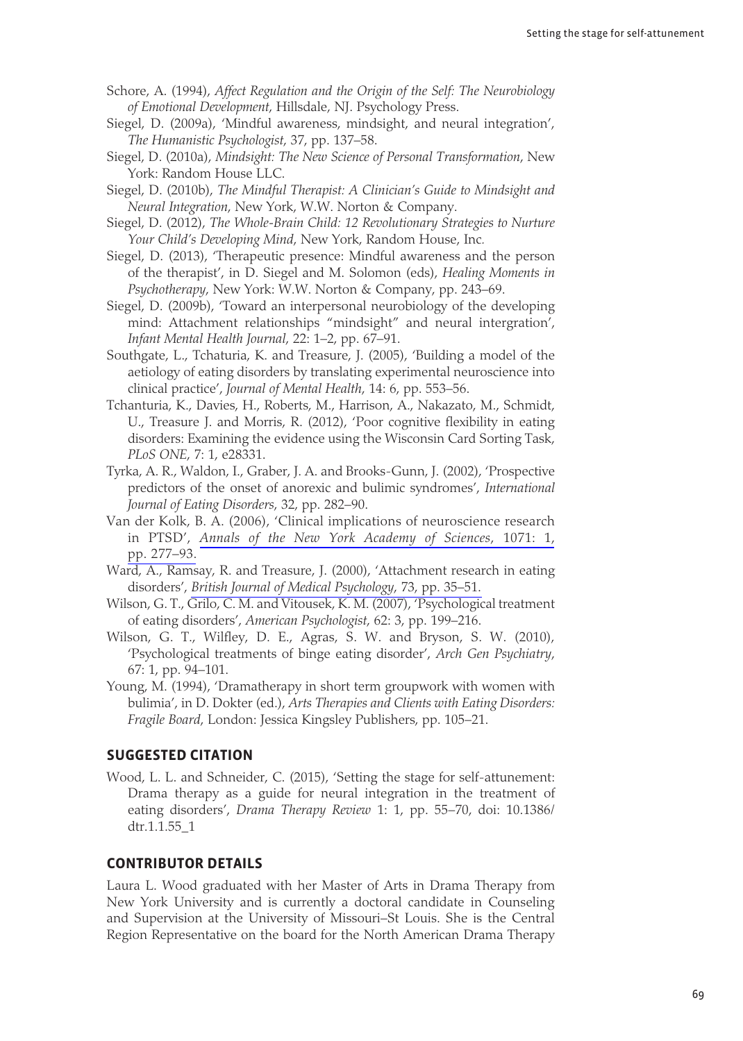Schore, A. (1994), *Affect Regulation and the Origin of the Self: The Neurobiology of Emotional Development*, Hillsdale, NJ. Psychology Press.

Siegel, D. (2009a), 'Mindful awareness, mindsight, and neural integration', *The Humanistic Psychologist*, 37, pp. 137–58.

Siegel, D. (2010a), *Mindsight: The New Science of Personal Transformation*, New York: Random House LLC.

Siegel, D. (2010b), *The Mindful Therapist: A Clinician's Guide to Mindsight and Neural Integration*, New York, W.W. Norton & Company.

Siegel, D. (2012), *The Whole-Brain Child: 12 Revolutionary Strategies to Nurture Your Child's Developing Mind*, New York, Random House, Inc.

Siegel, D. (2013), 'Therapeutic presence: Mindful awareness and the person of the therapist', in D. Siegel and M. Solomon (eds), *Healing Moments in Psychotherapy*, New York: W.W. Norton & Company, pp. 243–69.

Siegel, D. (2009b), 'Toward an interpersonal neurobiology of the developing mind: Attachment relationships "mindsight" and neural intergration', *Infant Mental Health Journal*, 22: 1–2, pp. 67–91.

Southgate, L., Tchaturia, K. and Treasure, J. (2005), 'Building a model of the aetiology of eating disorders by translating experimental neuroscience into clinical practice', *Journal of Mental Health*, 14: 6, pp. 553–56.

Tchanturia, K., Davies, H., Roberts, M., Harrison, A., Nakazato, M., Schmidt, U., Treasure J. and Morris, R. (2012), 'Poor cognitive flexibility in eating disorders: Examining the evidence using the Wisconsin Card Sorting Task, *PLoS ONE*, 7: 1, e28331.

Tyrka, A. R., Waldon, I., Graber, J. A. and Brooks-Gunn, J. (2002), 'Prospective predictors of the onset of anorexic and bulimic syndromes', *International Journal of Eating Disorders*, 32, pp. 282–90.

Van der Kolk, B. A. (2006), 'Clinical implications of neuroscience research in PTSD', *Annals of the New York Academy of Sciences*, 1071: 1, pp. 277–93.

Ward, A., Ramsay, R. and Treasure, J. (2000), 'Attachment research in eating disorders', *British Journal of Medical Psychology*, 73, pp. 35–51.

Wilson, G. T., Grilo, C. M. and Vitousek, K. M. (2007), 'Psychological treatment of eating disorders', *American Psychologist*, 62: 3, pp. 199–216.

Wilson, G. T., Wilfley, D. E., Agras, S. W. and Bryson, S. W. (2010), 'Psychological treatments of binge eating disorder', *Arch Gen Psychiatry*, 67: 1, pp. 94–101.

Young, M. (1994), 'Dramatherapy in short term groupwork with women with bulimia', in D. Dokter (ed.), *Arts Therapies and Clients with Eating Disorders: Fragile Board*, London: Jessica Kingsley Publishers, pp. 105–21.

## SUGGESTED CITATION

Wood, L. L. and Schneider, C. (2015), 'Setting the stage for self-attunement: Drama therapy as a guide for neural integration in the treatment of eating disorders', *Drama Therapy Review* 1: 1, pp. 55–70, doi: 10.1386/dtr.1.1.55_1

## CONTRIBUTOR DETAILS

Laura L. Wood graduated with her Master of Arts in Drama Therapy from New York University and is currently a doctoral candidate in Counseling and Supervision at the University of Missouri–St Louis. She is the Central Region Representative on the board for the North American Drama Therapy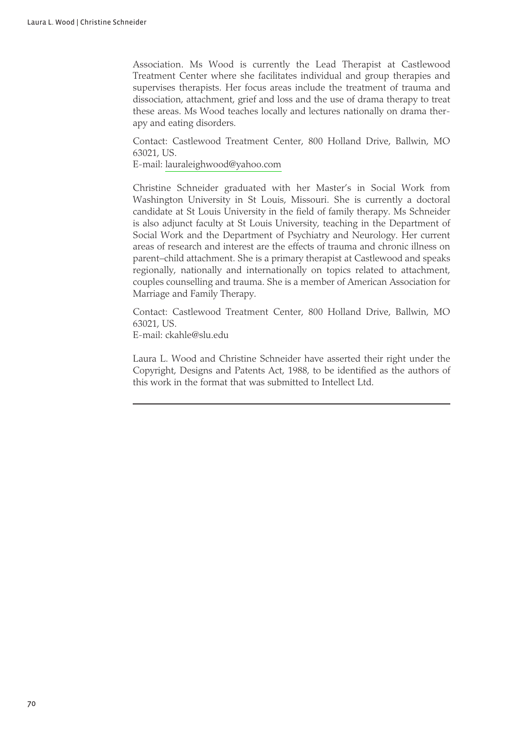Association. Ms Wood is currently the Lead Therapist at Castlewood Treatment Center where she facilitates individual and group therapies and supervises therapists. Her focus areas include the treatment of trauma and dissociation, attachment, grief and loss and the use of drama therapy to treat these areas. Ms Wood teaches locally and lectures nationally on drama therapy and eating disorders.

Contact: Castlewood Treatment Center, 800 Holland Drive, Ballwin, MO 63021, US.
E-mail: lauraleighwood@yahoo.com

Christine Schneider graduated with her Master's in Social Work from Washington University in St Louis, Missouri. She is currently a doctoral candidate at St Louis University in the field of family therapy. Ms Schneider is also adjunct faculty at St Louis University, teaching in the Department of Social Work and the Department of Psychiatry and Neurology. Her current areas of research and interest are the effects of trauma and chronic illness on parent–child attachment. She is a primary therapist at Castlewood and speaks regionally, nationally and internationally on topics related to attachment, couples counselling and trauma. She is a member of American Association for Marriage and Family Therapy.

Contact: Castlewood Treatment Center, 800 Holland Drive, Ballwin, MO 63021, US.
E-mail: ckahle@slu.edu

Laura L. Wood and Christine Schneider have asserted their right under the Copyright, Designs and Patents Act, 1988, to be identified as the authors of this work in the format that was submitted to Intellect Ltd.